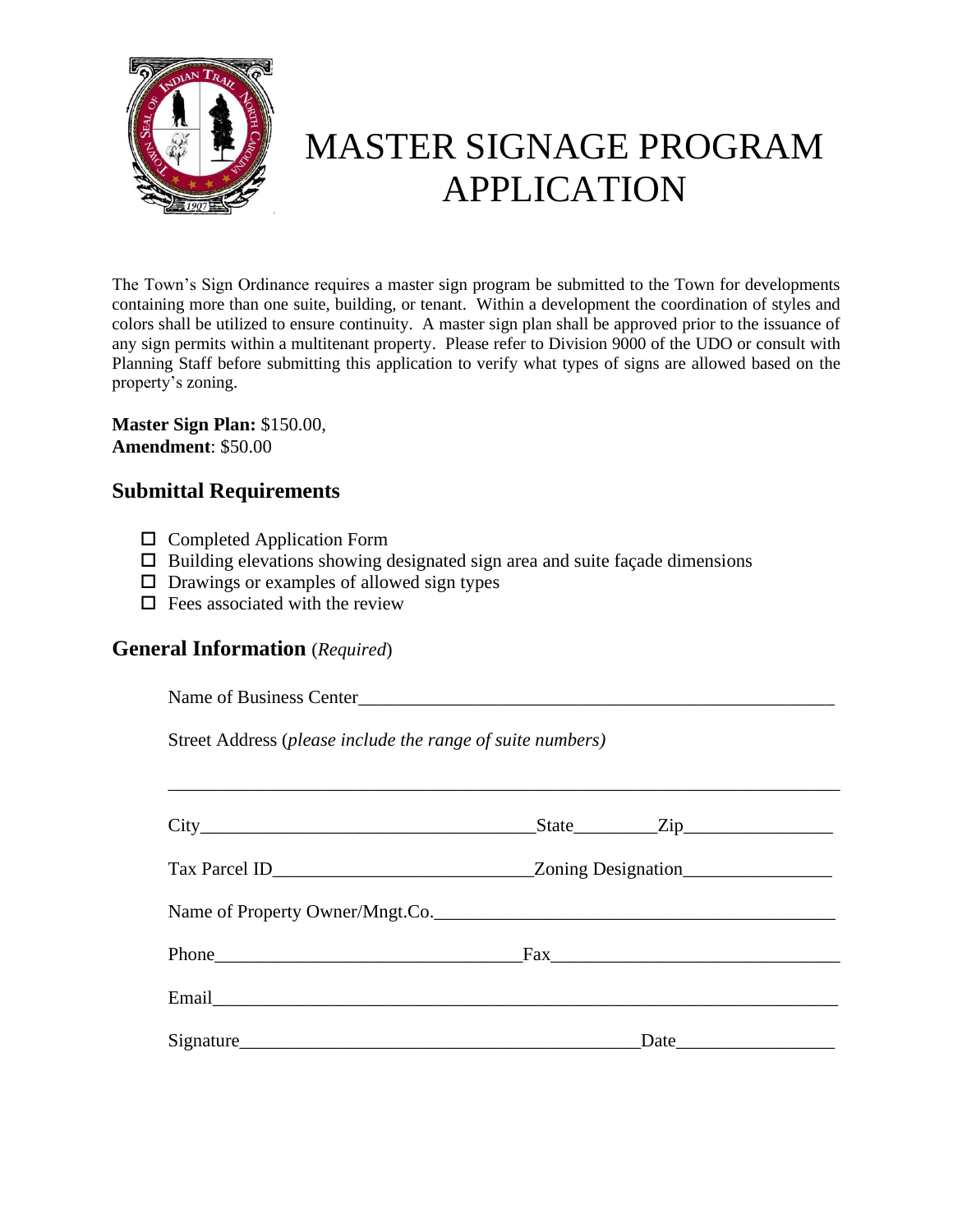# MASTER SIGNAGE PROGRAM APPLICATION

The Town's Sign Ordinance requires a master sign program be submitted to the Town for developments containing more than one suite, building, or tenant. Within a development the coordination of styles and colors shall be utilized to ensure continuity. A master sign plan shall be approved prior to the issuance of any sign permits within a multitenant property. Please refer to Division 9000 of the UDO or consult with Planning Staff before submitting this application to verify what types of signs are allowed based on the property's zoning.

**Master Sign Plan:** $150.00,
**Amendment**: $50.00

## Submittal Requirements

- ☐ Completed Application Form
- ☐ Building elevations showing designated sign area and suite façade dimensions
- ☐ Drawings or examples of allowed sign types
- ☐ Fees associated with the review

## General Information (*Required*)

Name of Business Center_____________________________________________________

Street Address (*please include the range of suite numbers)*

_______________________________________________________________________

City__________________________________State_________Zip________________

Tax Parcel ID___________________________Zoning Designation________________

Name of Property Owner/Mngt.Co.____________________________________________

Phone________________________________Fax_____________________________

Email_______________________________________________________________

Signature__________________________________________Date_________________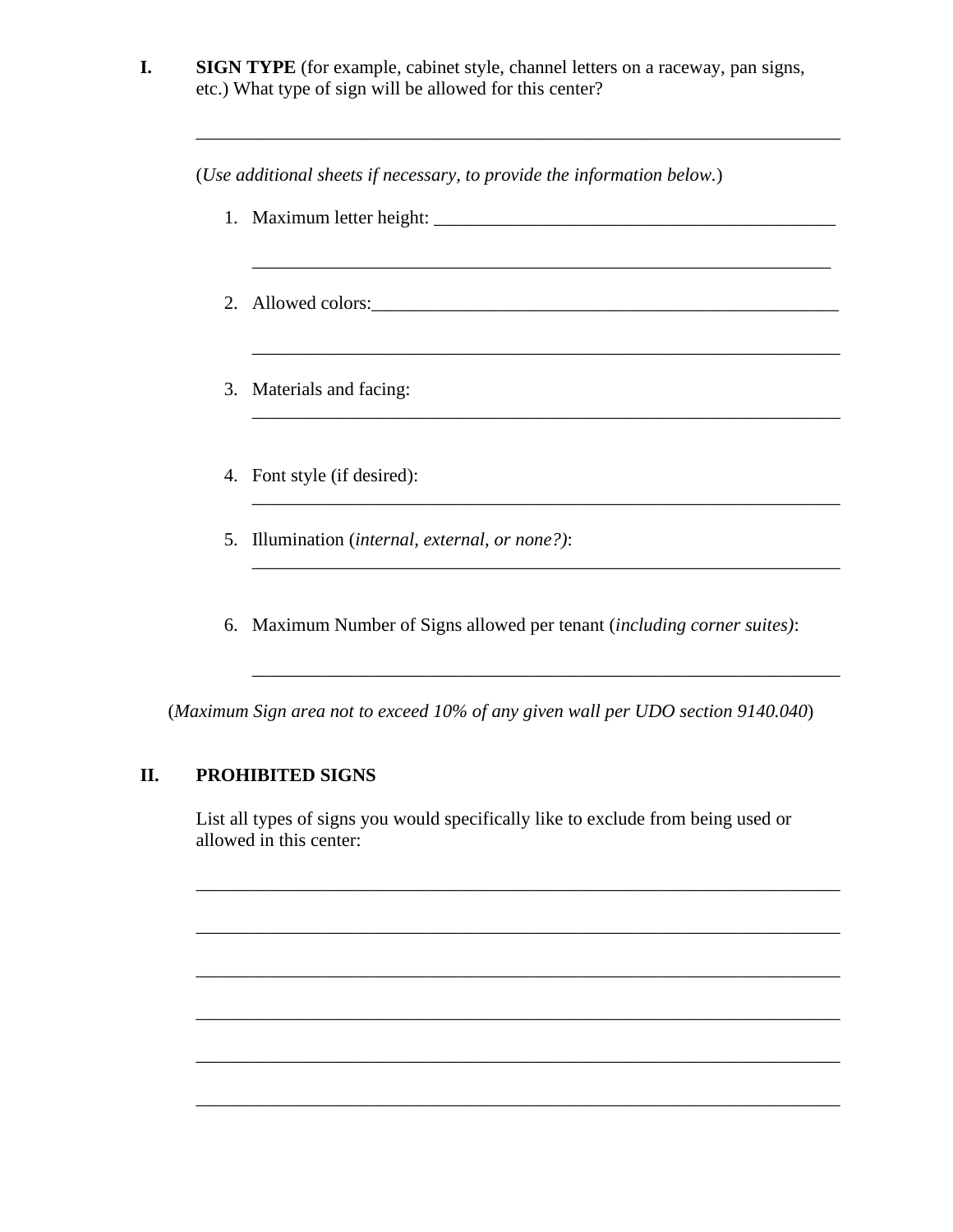**I. SIGN TYPE** (for example, cabinet style, channel letters on a raceway, pan signs, etc.) What type of sign will be allowed for this center?

______________________________________________________________________

(*Use additional sheets if necessary, to provide the information below.*)

1. Maximum letter height: ____________________________________________

   ______________________________________________________________

2. Allowed colors:___________________________________________________

   ______________________________________________________________

3. Materials and facing:

   ______________________________________________________________

4. Font style (if desired):

   ______________________________________________________________

5. Illumination (*internal, external, or none?)*:

   ______________________________________________________________

6. Maximum Number of Signs allowed per tenant (*including corner suites)*:

   ______________________________________________________________

(*Maximum Sign area not to exceed 10% of any given wall per UDO section 9140.040*)

**II. PROHIBITED SIGNS**

List all types of signs you would specifically like to exclude from being used or allowed in this center:

______________________________________________________________________

______________________________________________________________________

______________________________________________________________________

______________________________________________________________________

______________________________________________________________________

______________________________________________________________________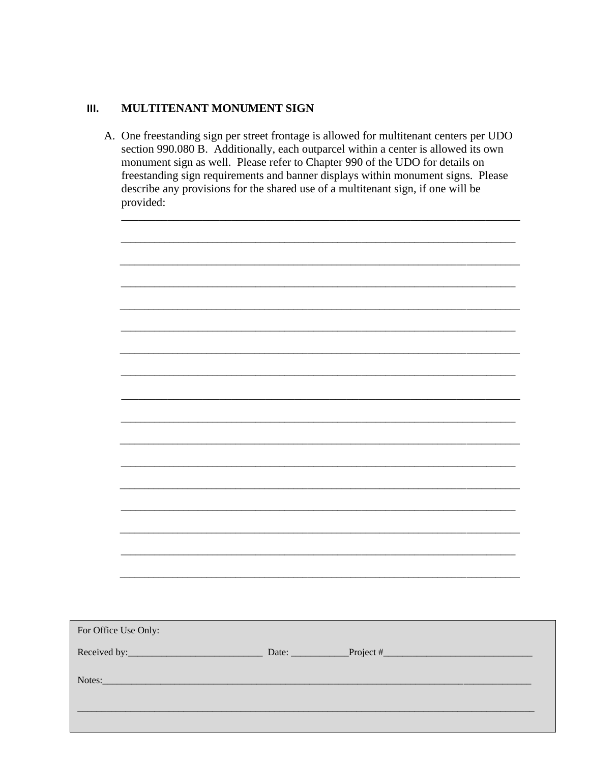## III. MULTITENANT MONUMENT SIGN

A. One freestanding sign per street frontage is allowed for multitenant centers per UDO section 990.080 B. Additionally, each outparcel within a center is allowed its own monument sign as well. Please refer to Chapter 990 of the UDO for details on freestanding sign requirements and banner displays within monument signs. Please describe any provisions for the shared use of a multitenant sign, if one will be provided:

____________________________________________________________________________

____________________________________________________________________________

____________________________________________________________________________

____________________________________________________________________________

____________________________________________________________________________

____________________________________________________________________________

____________________________________________________________________________

____________________________________________________________________________

____________________________________________________________________________

____________________________________________________________________________

____________________________________________________________________________

____________________________________________________________________________

____________________________________________________________________________

____________________________________________________________________________

____________________________________________________________________________

____________________________________________________________________________

____________________________________________________________________________

For Office Use Only:

Received by:____________________________ Date: ____________Project #_______________________________

Notes:_____________________________________________________________________________________

___________________________________________________________________________________________